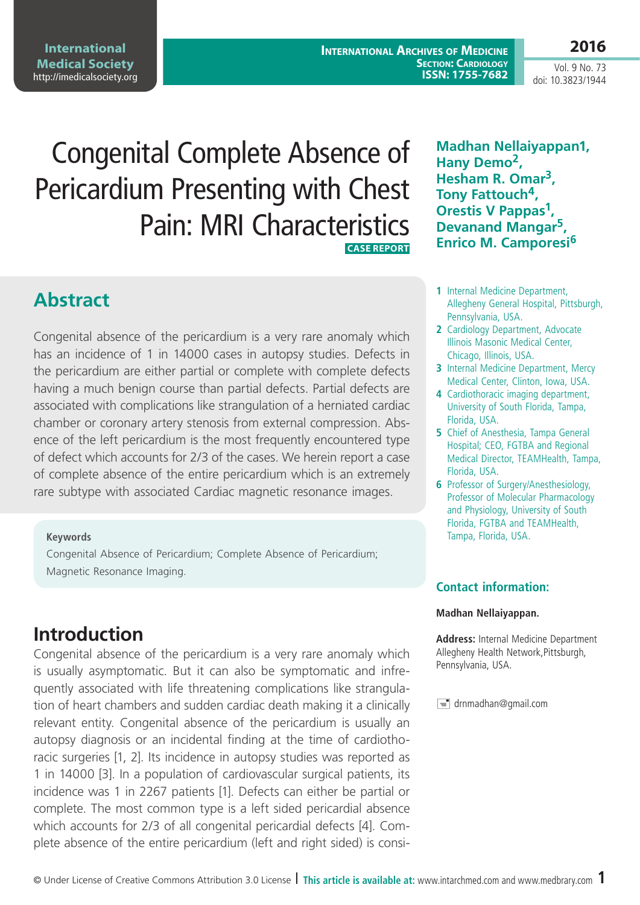# Congenital Complete Absence of Pericardium Presenting with Chest Pain: MRI Characteristics

CASE REPORT

**Madhan Nellaiyappan1, Hany Demo[2], Hesham R. Omar[3], Tony Fattouch[4], Orestis V Pappas[1], Devanand Mangar[5], Enrico M. Camporesi[6]**

1 Internal Medicine Department, Allegheny General Hospital, Pittsburgh, Pennsylvania, USA.

2 Cardiology Department, Advocate Illinois Masonic Medical Center, Chicago, Illinois, USA.

3 Internal Medicine Department, Mercy Medical Center, Clinton, Iowa, USA.

4 Cardiothoracic imaging department, University of South Florida, Tampa, Florida, USA.

5 Chief of Anesthesia, Tampa General Hospital; CEO, FGTBA and Regional Medical Director, TEAMHealth, Tampa, Florida, USA.

6 Professor of Surgery/Anesthesiology, Professor of Molecular Pharmacology and Physiology, University of South Florida, FGTBA and TEAMHealth, Tampa, Florida, USA.

## Contact information:

**Madhan Nellaiyappan.**

**Address:** Internal Medicine Department Allegheny Health Network,Pittsburgh, Pennsylvania, USA.

drnmadhan@gmail.com

## Abstract

Congenital absence of the pericardium is a very rare anomaly which has an incidence of 1 in 14000 cases in autopsy studies. Defects in the pericardium are either partial or complete with complete defects having a much benign course than partial defects. Partial defects are associated with complications like strangulation of a herniated cardiac chamber or coronary artery stenosis from external compression. Absence of the left pericardium is the most frequently encountered type of defect which accounts for 2/3 of the cases. We herein report a case of complete absence of the entire pericardium which is an extremely rare subtype with associated Cardiac magnetic resonance images.

**Keywords**

Congenital Absence of Pericardium; Complete Absence of Pericardium; Magnetic Resonance Imaging.

## Introduction

Congenital absence of the pericardium is a very rare anomaly which is usually asymptomatic. But it can also be symptomatic and infrequently associated with life threatening complications like strangulation of heart chambers and sudden cardiac death making it a clinically relevant entity. Congenital absence of the pericardium is usually an autopsy diagnosis or an incidental finding at the time of cardiothoracic surgeries [1, 2]. Its incidence in autopsy studies was reported as 1 in 14000 [3]. In a population of cardiovascular surgical patients, its incidence was 1 in 2267 patients [1]. Defects can either be partial or complete. The most common type is a left sided pericardial absence which accounts for 2/3 of all congenital pericardial defects [4]. Complete absence of the entire pericardium (left and right sided) is consi-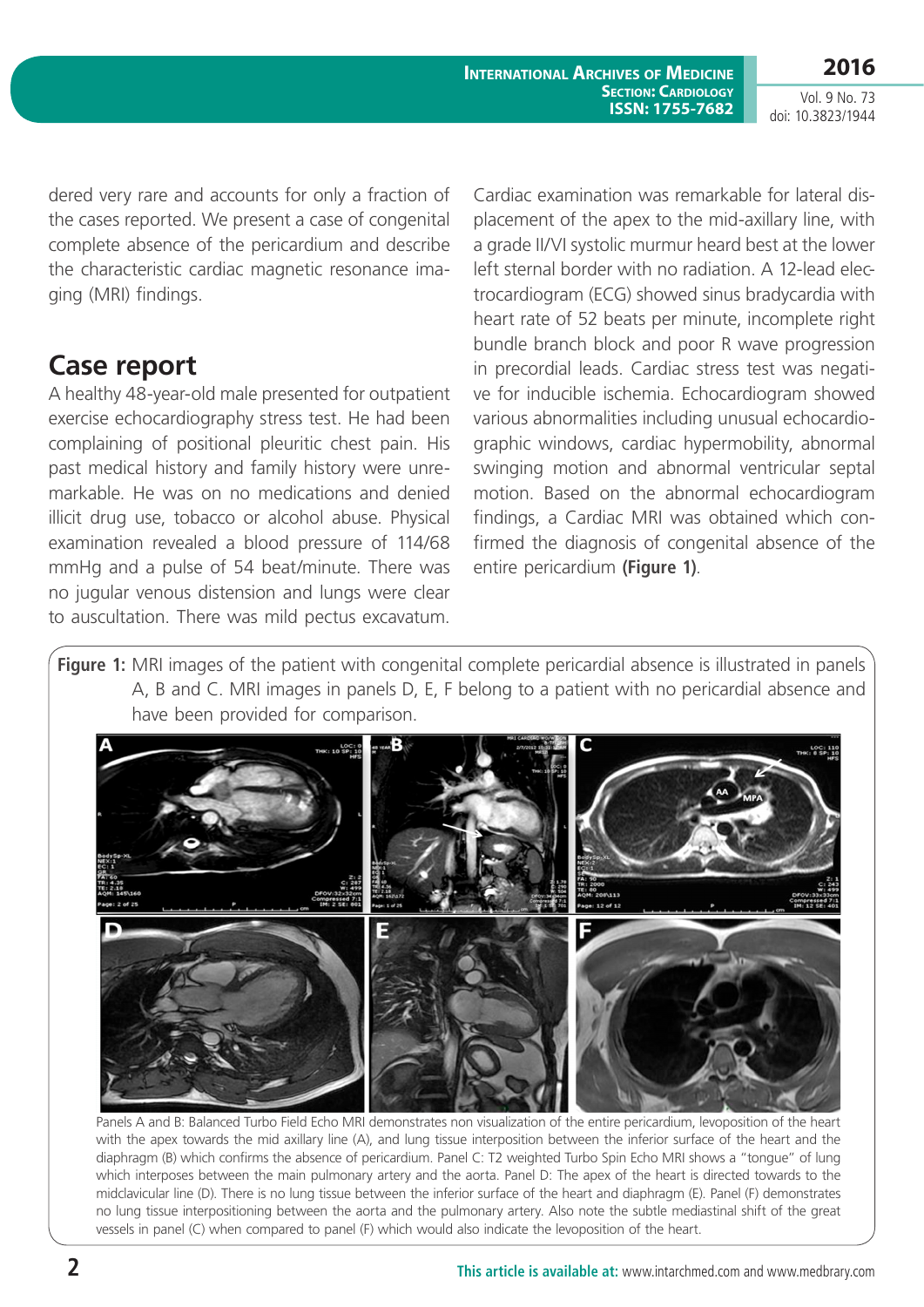dered very rare and accounts for only a fraction of the cases reported. We present a case of congenital complete absence of the pericardium and describe the characteristic cardiac magnetic resonance imaging (MRI) findings.

## Case report

A healthy 48-year-old male presented for outpatient exercise echocardiography stress test. He had been complaining of positional pleuritic chest pain. His past medical history and family history were unremarkable. He was on no medications and denied illicit drug use, tobacco or alcohol abuse. Physical examination revealed a blood pressure of 114/68 mmHg and a pulse of 54 beat/minute. There was no jugular venous distension and lungs were clear to auscultation. There was mild pectus excavatum. Cardiac examination was remarkable for lateral displacement of the apex to the mid-axillary line, with a grade II/VI systolic murmur heard best at the lower left sternal border with no radiation. A 12-lead electrocardiogram (ECG) showed sinus bradycardia with heart rate of 52 beats per minute, incomplete right bundle branch block and poor R wave progression in precordial leads. Cardiac stress test was negative for inducible ischemia. Echocardiogram showed various abnormalities including unusual echocardiographic windows, cardiac hypermobility, abnormal swinging motion and abnormal ventricular septal motion. Based on the abnormal echocardiogram findings, a Cardiac MRI was obtained which confirmed the diagnosis of congenital absence of the entire pericardium **(Figure 1)**.

**Figure 1:** MRI images of the patient with congenital complete pericardial absence is illustrated in panels A, B and C. MRI images in panels D, E, F belong to a patient with no pericardial absence and have been provided for comparison.

Panels A and B: Balanced Turbo Field Echo MRI demonstrates non visualization of the entire pericardium, levoposition of the heart with the apex towards the mid axillary line (A), and lung tissue interposition between the inferior surface of the heart and the diaphragm (B) which confirms the absence of pericardium. Panel C: T2 weighted Turbo Spin Echo MRI shows a "tongue" of lung which interposes between the main pulmonary artery and the aorta. Panel D: The apex of the heart is directed towards to the midclavicular line (D). There is no lung tissue between the inferior surface of the heart and diaphragm (E). Panel (F) demonstrates no lung tissue interpositioning between the aorta and the pulmonary artery. Also note the subtle mediastinal shift of the great vessels in panel (C) when compared to panel (F) which would also indicate the levoposition of the heart.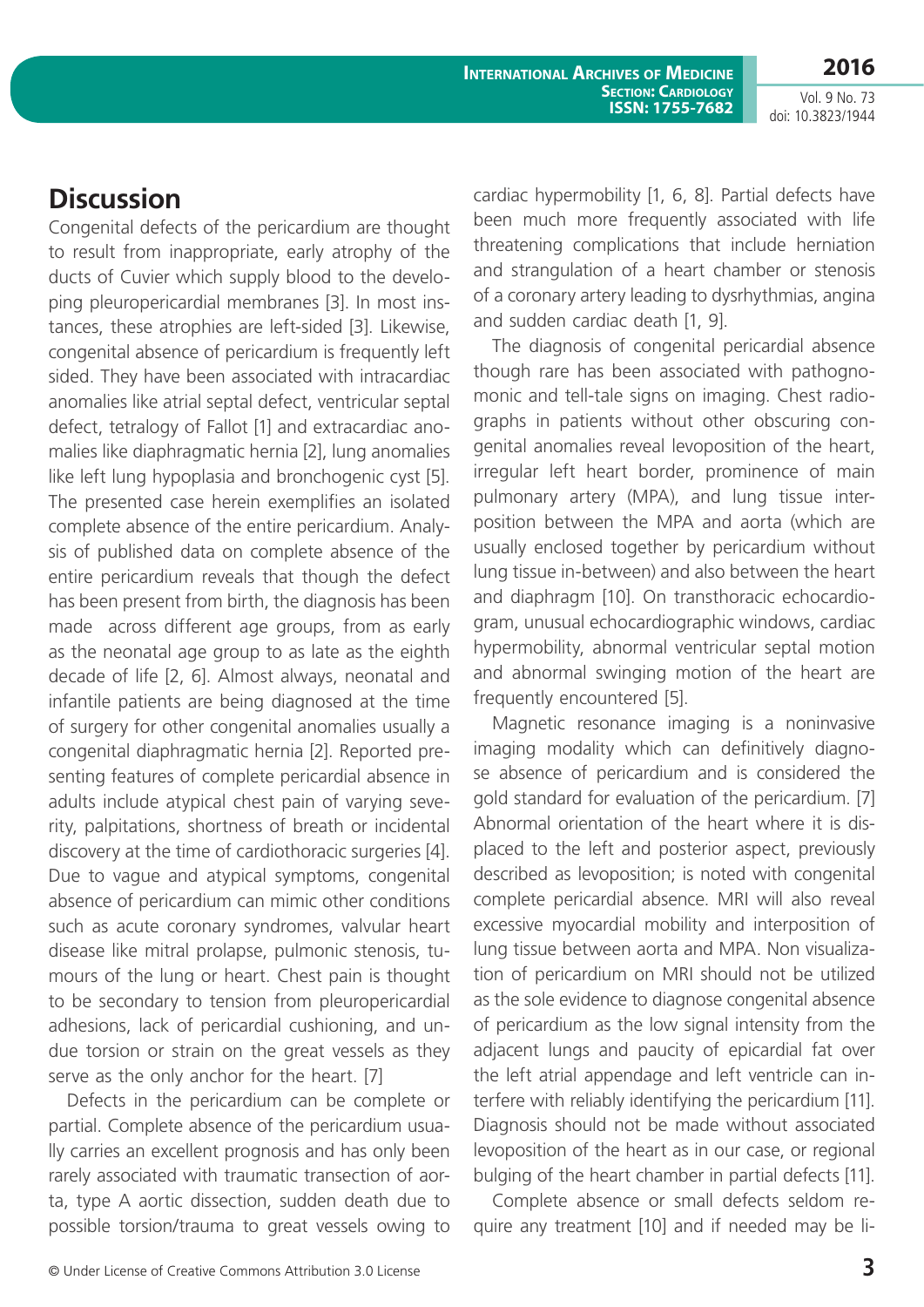## Discussion

Congenital defects of the pericardium are thought to result from inappropriate, early atrophy of the ducts of Cuvier which supply blood to the developing pleuropericardial membranes [3]. In most instances, these atrophies are left-sided [3]. Likewise, congenital absence of pericardium is frequently left sided. They have been associated with intracardiac anomalies like atrial septal defect, ventricular septal defect, tetralogy of Fallot [1] and extracardiac anomalies like diaphragmatic hernia [2], lung anomalies like left lung hypoplasia and bronchogenic cyst [5]. The presented case herein exemplifies an isolated complete absence of the entire pericardium. Analysis of published data on complete absence of the entire pericardium reveals that though the defect has been present from birth, the diagnosis has been made across different age groups, from as early as the neonatal age group to as late as the eighth decade of life [2, 6]. Almost always, neonatal and infantile patients are being diagnosed at the time of surgery for other congenital anomalies usually a congenital diaphragmatic hernia [2]. Reported presenting features of complete pericardial absence in adults include atypical chest pain of varying severity, palpitations, shortness of breath or incidental discovery at the time of cardiothoracic surgeries [4]. Due to vague and atypical symptoms, congenital absence of pericardium can mimic other conditions such as acute coronary syndromes, valvular heart disease like mitral prolapse, pulmonic stenosis, tumours of the lung or heart. Chest pain is thought to be secondary to tension from pleuropericardial adhesions, lack of pericardial cushioning, and undue torsion or strain on the great vessels as they serve as the only anchor for the heart. [7]

Defects in the pericardium can be complete or partial. Complete absence of the pericardium usually carries an excellent prognosis and has only been rarely associated with traumatic transection of aorta, type A aortic dissection, sudden death due to possible torsion/trauma to great vessels owing to cardiac hypermobility [1, 6, 8]. Partial defects have been much more frequently associated with life threatening complications that include herniation and strangulation of a heart chamber or stenosis of a coronary artery leading to dysrhythmias, angina and sudden cardiac death [1, 9].

The diagnosis of congenital pericardial absence though rare has been associated with pathognomonic and tell-tale signs on imaging. Chest radiographs in patients without other obscuring congenital anomalies reveal levoposition of the heart, irregular left heart border, prominence of main pulmonary artery (MPA), and lung tissue interposition between the MPA and aorta (which are usually enclosed together by pericardium without lung tissue in-between) and also between the heart and diaphragm [10]. On transthoracic echocardiogram, unusual echocardiographic windows, cardiac hypermobility, abnormal ventricular septal motion and abnormal swinging motion of the heart are frequently encountered [5].

Magnetic resonance imaging is a noninvasive imaging modality which can definitively diagnose absence of pericardium and is considered the gold standard for evaluation of the pericardium. [7] Abnormal orientation of the heart where it is displaced to the left and posterior aspect, previously described as levoposition; is noted with congenital complete pericardial absence. MRI will also reveal excessive myocardial mobility and interposition of lung tissue between aorta and MPA. Non visualization of pericardium on MRI should not be utilized as the sole evidence to diagnose congenital absence of pericardium as the low signal intensity from the adjacent lungs and paucity of epicardial fat over the left atrial appendage and left ventricle can interfere with reliably identifying the pericardium [11]. Diagnosis should not be made without associated levoposition of the heart as in our case, or regional bulging of the heart chamber in partial defects [11].

Complete absence or small defects seldom require any treatment [10] and if needed may be li-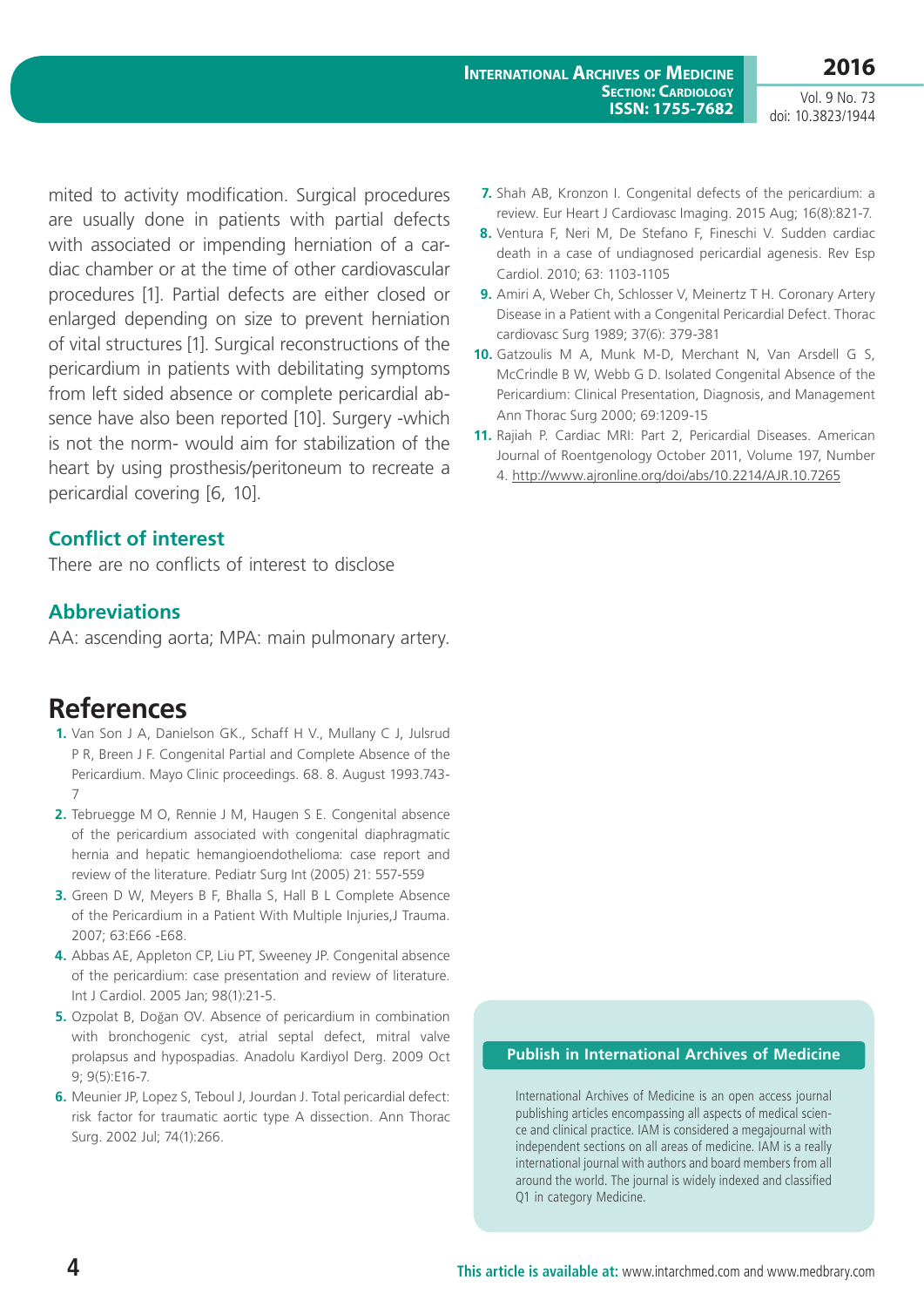mited to activity modification. Surgical procedures are usually done in patients with partial defects with associated or impending herniation of a cardiac chamber or at the time of other cardiovascular procedures [1]. Partial defects are either closed or enlarged depending on size to prevent herniation of vital structures [1]. Surgical reconstructions of the pericardium in patients with debilitating symptoms from left sided absence or complete pericardial absence have also been reported [10]. Surgery -which is not the norm- would aim for stabilization of the heart by using prosthesis/peritoneum to recreate a pericardial covering [6, 10].

## Conflict of interest

There are no conflicts of interest to disclose

## Abbreviations

AA: ascending aorta; MPA: main pulmonary artery.

# References

1. Van Son J A, Danielson GK., Schaff H V., Mullany C J, Julsrud P R, Breen J F. Congenital Partial and Complete Absence of the Pericardium. Mayo Clinic proceedings. 68. 8. August 1993.743-7
2. Tebruegge M O, Rennie J M, Haugen S E. Congenital absence of the pericardium associated with congenital diaphragmatic hernia and hepatic hemangioendothelioma: case report and review of the literature. Pediatr Surg Int (2005) 21: 557-559
3. Green D W, Meyers B F, Bhalla S, Hall B L Complete Absence of the Pericardium in a Patient With Multiple Injuries,J Trauma. 2007; 63:E66 -E68.
4. Abbas AE, Appleton CP, Liu PT, Sweeney JP. Congenital absence of the pericardium: case presentation and review of literature. Int J Cardiol. 2005 Jan; 98(1):21-5.
5. Ozpolat B, Doğan OV. Absence of pericardium in combination with bronchogenic cyst, atrial septal defect, mitral valve prolapsus and hypospadias. Anadolu Kardiyol Derg. 2009 Oct 9; 9(5):E16-7.
6. Meunier JP, Lopez S, Teboul J, Jourdan J. Total pericardial defect: risk factor for traumatic aortic type A dissection. Ann Thorac Surg. 2002 Jul; 74(1):266.
7. Shah AB, Kronzon I. Congenital defects of the pericardium: a review. Eur Heart J Cardiovasc Imaging. 2015 Aug; 16(8):821-7.
8. Ventura F, Neri M, De Stefano F, Fineschi V. Sudden cardiac death in a case of undiagnosed pericardial agenesis. Rev Esp Cardiol. 2010; 63: 1103-1105
9. Amiri A, Weber Ch, Schlosser V, Meinertz T H. Coronary Artery Disease in a Patient with a Congenital Pericardial Defect. Thorac cardiovasc Surg 1989; 37(6): 379-381
10. Gatzoulis M A, Munk M-D, Merchant N, Van Arsdell G S, McCrindle B W, Webb G D. Isolated Congenital Absence of the Pericardium: Clinical Presentation, Diagnosis, and Management Ann Thorac Surg 2000; 69:1209-15
11. Rajiah P. Cardiac MRI: Part 2, Pericardial Diseases. American Journal of Roentgenology October 2011, Volume 197, Number 4. http://www.ajronline.org/doi/abs/10.2214/AJR.10.7265

**Publish in International Archives of Medicine**

International Archives of Medicine is an open access journal publishing articles encompassing all aspects of medical science and clinical practice. IAM is considered a megajournal with independent sections on all areas of medicine. IAM is a really international journal with authors and board members from all around the world. The journal is widely indexed and classified Q1 in category Medicine.